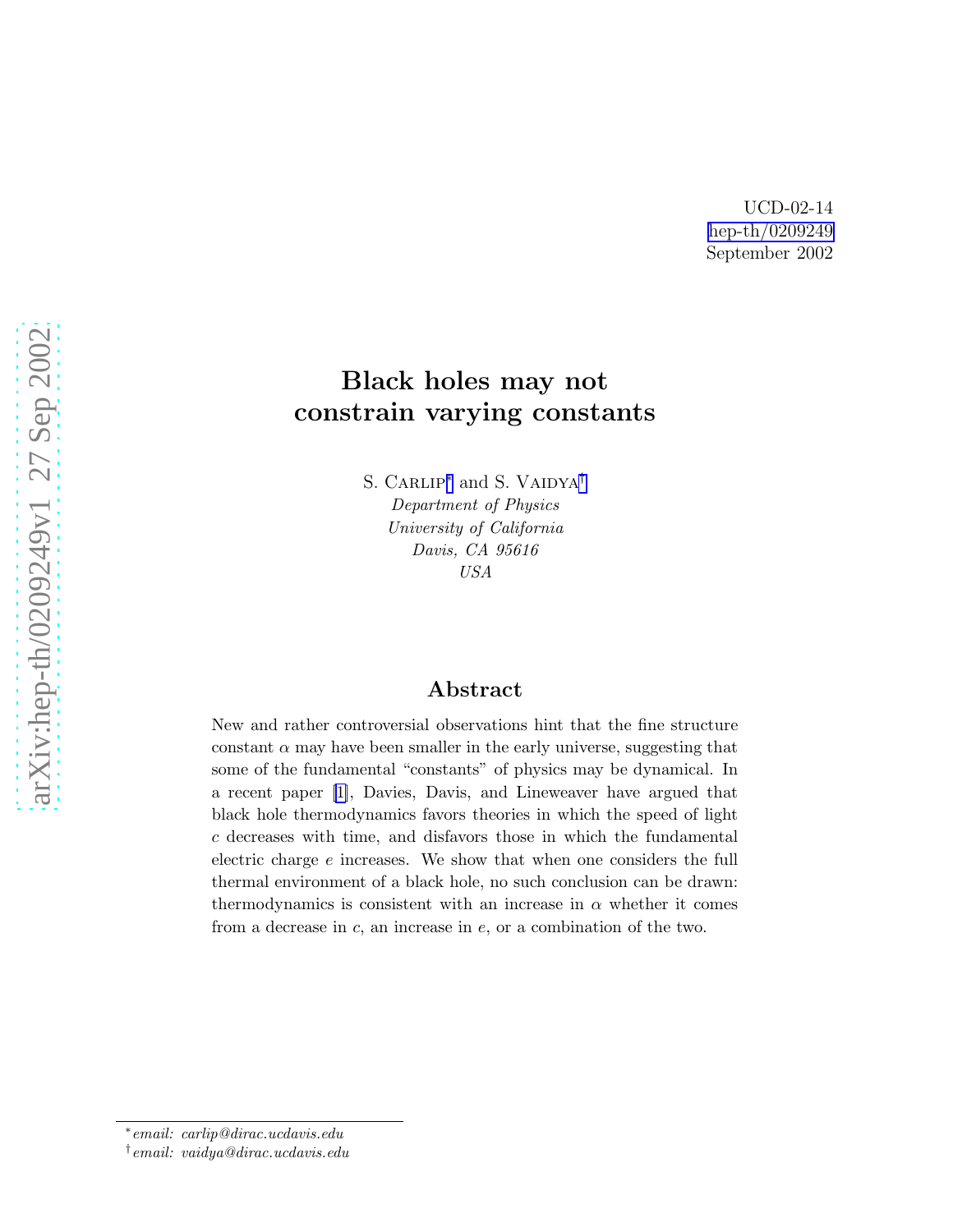UCD-02-14
hep-th/0209249
September 2002

# Black holes may not constrain varying constants

S. Carlip[*] and S. Vaidya[†]

*Department of Physics*
*University of California*
*Davis, CA 95616*
*USA*

## Abstract

New and rather controversial observations hint that the fine structure constant $\alpha$ may have been smaller in the early universe, suggesting that some of the fundamental "constants" of physics may be dynamical. In a recent paper [1], Davies, Davis, and Lineweaver have argued that black hole thermodynamics favors theories in which the speed of light $c$ decreases with time, and disfavors those in which the fundamental electric charge $e$ increases. We show that when one considers the full thermal environment of a black hole, no such conclusion can be drawn: thermodynamics is consistent with an increase in $\alpha$ whether it comes from a decrease in $c$, an increase in $e$, or a combination of the two.

[*] *email: carlip@dirac.ucdavis.edu*

[†] *email: vaidya@dirac.ucdavis.edu*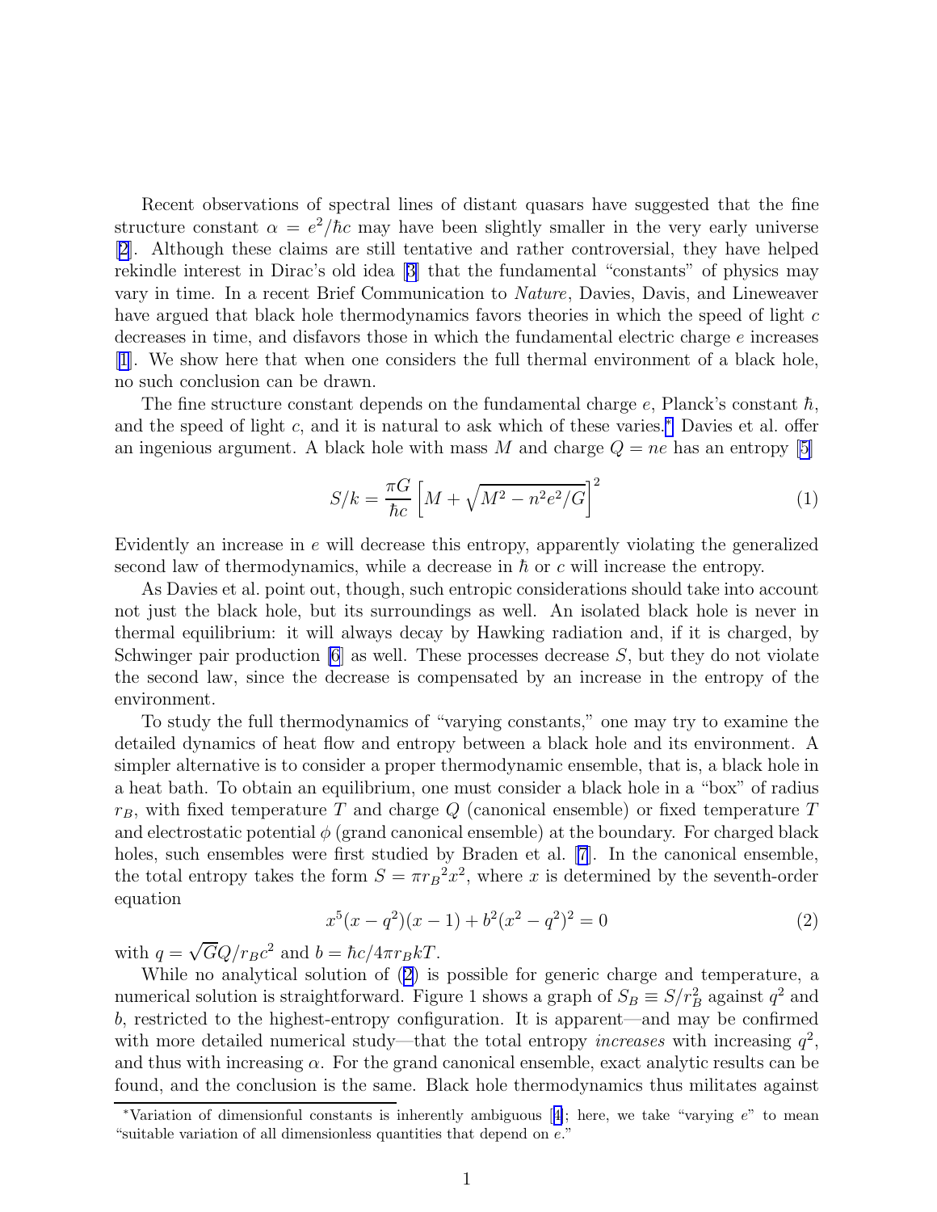Recent observations of spectral lines of distant quasars have suggested that the fine structure constant $\alpha = e^2/\hbar c$ may have been slightly smaller in the very early universe [2]. Although these claims are still tentative and rather controversial, they have helped rekindle interest in Dirac's old idea [3] that the fundamental "constants" of physics may vary in time. In a recent Brief Communication to *Nature*, Davies, Davis, and Lineweaver have argued that black hole thermodynamics favors theories in which the speed of light $c$ decreases in time, and disfavors those in which the fundamental electric charge $e$ increases [1]. We show here that when one considers the full thermal environment of a black hole, no such conclusion can be drawn.

The fine structure constant depends on the fundamental charge $e$, Planck's constant $\hbar$, and the speed of light $c$, and it is natural to ask which of these varies.* Davies et al. offer an ingenious argument. A black hole with mass $M$ and charge $Q = ne$ has an entropy [5]

$$S/k = \frac{\pi G}{\hbar c}\left[M + \sqrt{M^2 - n^2e^2/G}\right]^2 \tag{1}$$

Evidently an increase in $e$ will decrease this entropy, apparently violating the generalized second law of thermodynamics, while a decrease in $\hbar$ or $c$ will increase the entropy.

As Davies et al. point out, though, such entropic considerations should take into account not just the black hole, but its surroundings as well. An isolated black hole is never in thermal equilibrium: it will always decay by Hawking radiation and, if it is charged, by Schwinger pair production [6] as well. These processes decrease $S$, but they do not violate the second law, since the decrease is compensated by an increase in the entropy of the environment.

To study the full thermodynamics of "varying constants," one may try to examine the detailed dynamics of heat flow and entropy between a black hole and its environment. A simpler alternative is to consider a proper thermodynamic ensemble, that is, a black hole in a heat bath. To obtain an equilibrium, one must consider a black hole in a "box" of radius $r_B$, with fixed temperature $T$ and charge $Q$ (canonical ensemble) or fixed temperature $T$ and electrostatic potential $\phi$ (grand canonical ensemble) at the boundary. For charged black holes, such ensembles were first studied by Braden et al. [7]. In the canonical ensemble, the total entropy takes the form $S = \pi {r_B}^2 x^2$, where $x$ is determined by the seventh-order equation

$$x^5(x - q^2)(x - 1) + b^2(x^2 - q^2)^2 = 0 \tag{2}$$

with $q = \sqrt{G}Q/r_B c^2$ and $b = \hbar c/4\pi r_B kT$.

While no analytical solution of (2) is possible for generic charge and temperature, a numerical solution is straightforward. Figure 1 shows a graph of $S_B \equiv S/r_B^2$ against $q^2$ and $b$, restricted to the highest-entropy configuration. It is apparent—and may be confirmed with more detailed numerical study—that the total entropy *increases* with increasing $q^2$, and thus with increasing $\alpha$. For the grand canonical ensemble, exact analytic results can be found, and the conclusion is the same. Black hole thermodynamics thus militates against

*Variation of dimensionful constants is inherently ambiguous [4]; here, we take "varying $e$" to mean "suitable variation of all dimensionless quantities that depend on $e$."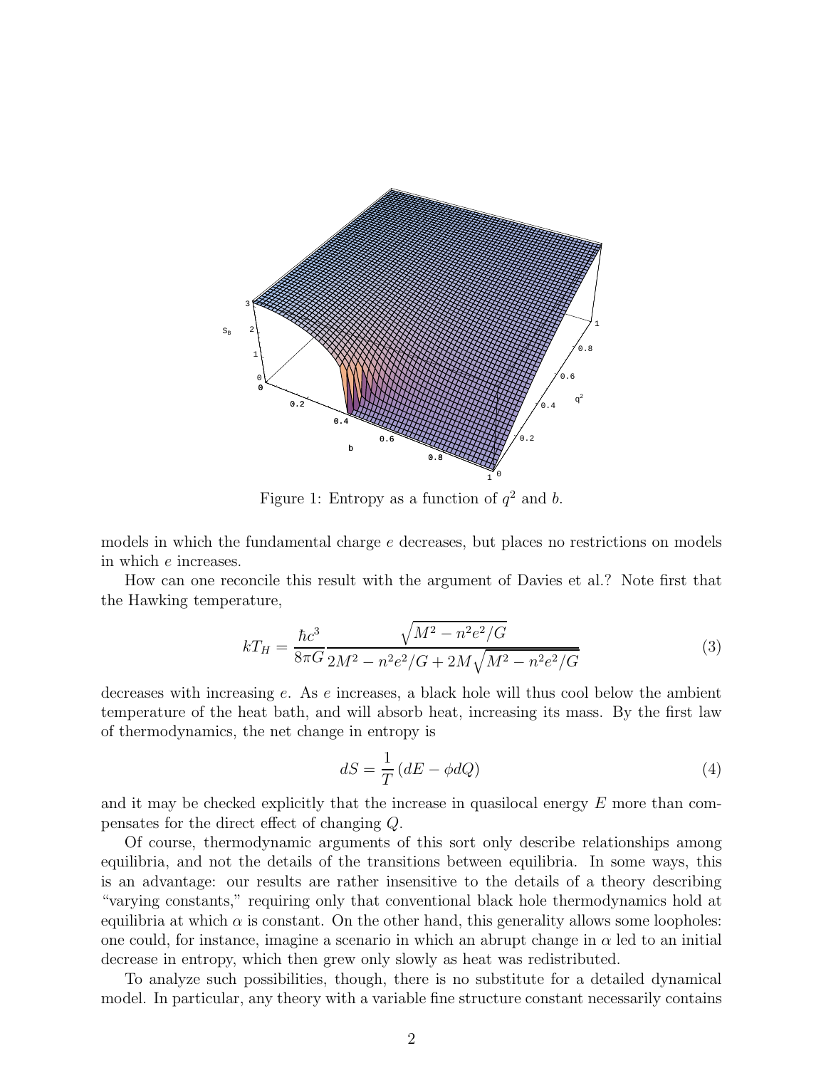Figure 1: Entropy as a function of $q^2$ and $b$.

models in which the fundamental charge $e$ decreases, but places no restrictions on models in which $e$ increases.

How can one reconcile this result with the argument of Davies et al.? Note first that the Hawking temperature,

$$kT_H = \frac{\hbar c^3}{8\pi G}\frac{\sqrt{M^2 - n^2e^2/G}}{2M^2 - n^2e^2/G + 2M\sqrt{M^2 - n^2e^2/G}} \tag{3}$$

decreases with increasing $e$. As $e$ increases, a black hole will thus cool below the ambient temperature of the heat bath, and will absorb heat, increasing its mass. By the first law of thermodynamics, the net change in entropy is

$$dS = \frac{1}{T}\left(dE - \phi dQ\right) \tag{4}$$

and it may be checked explicitly that the increase in quasilocal energy $E$ more than compensates for the direct effect of changing $Q$.

Of course, thermodynamic arguments of this sort only describe relationships among equilibria, and not the details of the transitions between equilibria. In some ways, this is an advantage: our results are rather insensitive to the details of a theory describing "varying constants," requiring only that conventional black hole thermodynamics hold at equilibria at which $\alpha$ is constant. On the other hand, this generality allows some loopholes: one could, for instance, imagine a scenario in which an abrupt change in $\alpha$ led to an initial decrease in entropy, which then grew only slowly as heat was redistributed.

To analyze such possibilities, though, there is no substitute for a detailed dynamical model. In particular, any theory with a variable fine structure constant necessarily contains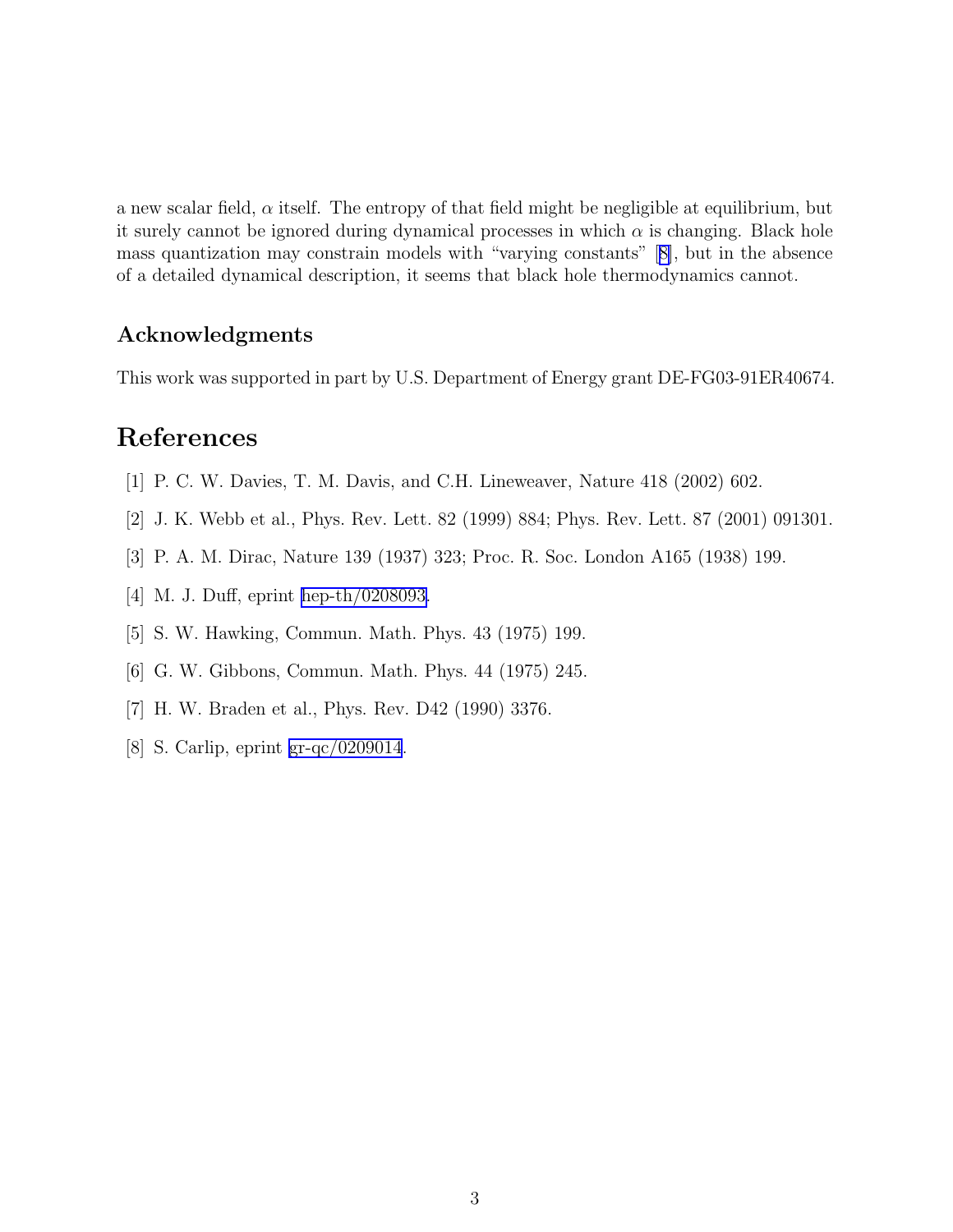a new scalar field, $\alpha$ itself. The entropy of that field might be negligible at equilibrium, but it surely cannot be ignored during dynamical processes in which $\alpha$ is changing. Black hole mass quantization may constrain models with "varying constants" [8], but in the absence of a detailed dynamical description, it seems that black hole thermodynamics cannot.

### Acknowledgments

This work was supported in part by U.S. Department of Energy grant DE-FG03-91ER40674.

## References

[1] P. C. W. Davies, T. M. Davis, and C.H. Lineweaver, Nature 418 (2002) 602.

[2] J. K. Webb et al., Phys. Rev. Lett. 82 (1999) 884; Phys. Rev. Lett. 87 (2001) 091301.

[3] P. A. M. Dirac, Nature 139 (1937) 323; Proc. R. Soc. London A165 (1938) 199.

[4] M. J. Duff, eprint hep-th/0208093.

[5] S. W. Hawking, Commun. Math. Phys. 43 (1975) 199.

[6] G. W. Gibbons, Commun. Math. Phys. 44 (1975) 245.

[7] H. W. Braden et al., Phys. Rev. D42 (1990) 3376.

[8] S. Carlip, eprint gr-qc/0209014.